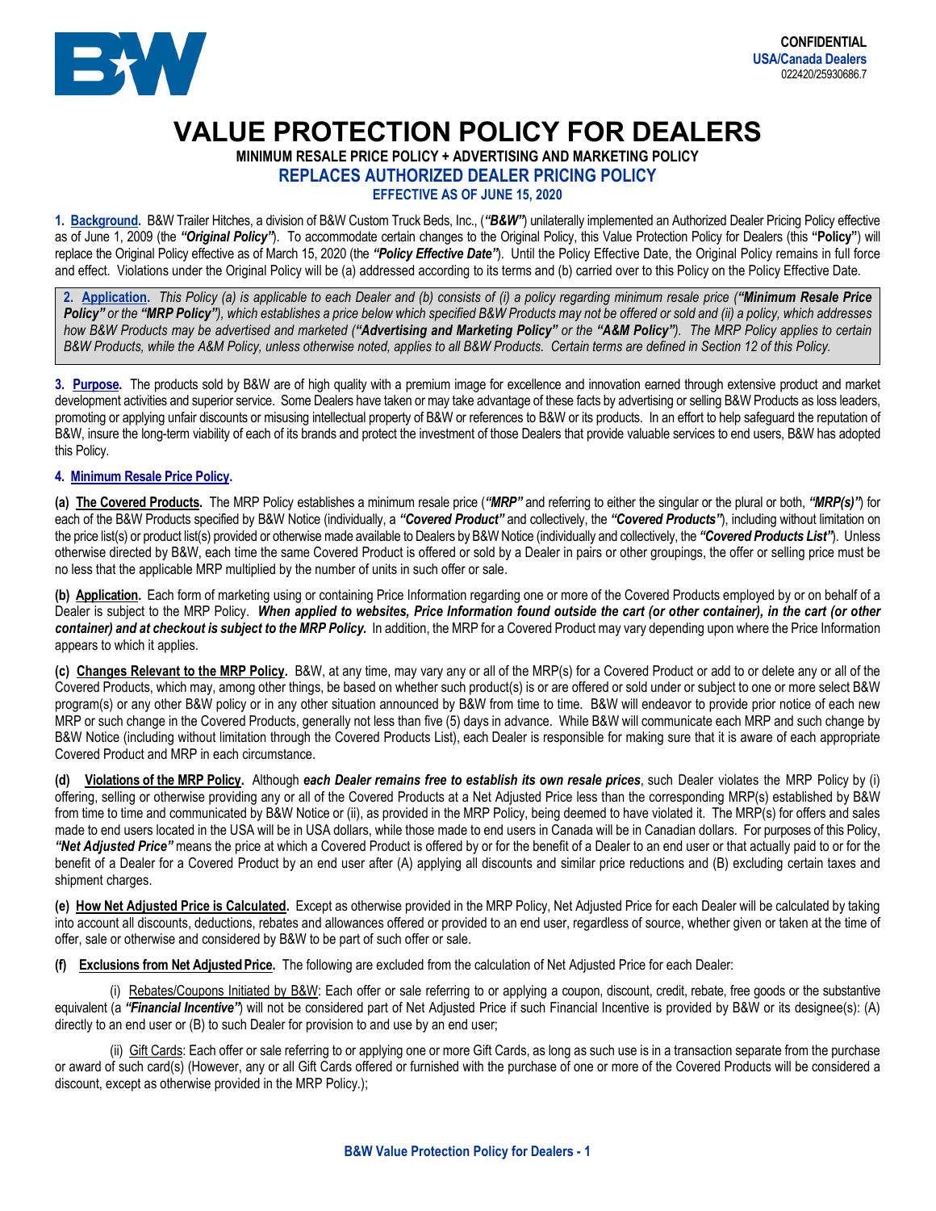CONFIDENTIAL
USA/Canada Dealers
022420/25930686.7

# VALUE PROTECTION POLICY FOR DEALERS

**MINIMUM RESALE PRICE POLICY + ADVERTISING AND MARKETING POLICY**

**REPLACES AUTHORIZED DEALER PRICING POLICY**

**EFFECTIVE AS OF JUNE 15, 2020**

**1. Background.** B&W Trailer Hitches, a division of B&W Custom Truck Beds, Inc., (***"B&W"***) unilaterally implemented an Authorized Dealer Pricing Policy effective as of June 1, 2009 (the ***"Original Policy"***). To accommodate certain changes to the Original Policy, this Value Protection Policy for Dealers (this **"Policy"**) will replace the Original Policy effective as of March 15, 2020 (the ***"Policy Effective Date"***). Until the Policy Effective Date, the Original Policy remains in full force and effect. Violations under the Original Policy will be (a) addressed according to its terms and (b) carried over to this Policy on the Policy Effective Date.

**2. Application.** *This Policy (a) is applicable to each Dealer and (b) consists of (i) a policy regarding minimum resale price (**"Minimum Resale Price Policy"** or the **"MRP Policy"**), which establishes a price below which specified B&W Products may not be offered or sold and (ii) a policy, which addresses how B&W Products may be advertised and marketed (**"Advertising and Marketing Policy"** or the **"A&M Policy"**). The MRP Policy applies to certain B&W Products, while the A&M Policy, unless otherwise noted, applies to all B&W Products. Certain terms are defined in Section 12 of this Policy.*

**3. Purpose.** The products sold by B&W are of high quality with a premium image for excellence and innovation earned through extensive product and market development activities and superior service. Some Dealers have taken or may take advantage of these facts by advertising or selling B&W Products as loss leaders, promoting or applying unfair discounts or misusing intellectual property of B&W or references to B&W or its products. In an effort to help safeguard the reputation of B&W, insure the long-term viability of each of its brands and protect the investment of those Dealers that provide valuable services to end users, B&W has adopted this Policy.

**4. Minimum Resale Price Policy.**

**(a) The Covered Products.** The MRP Policy establishes a minimum resale price (***"MRP"*** and referring to either the singular or the plural or both, ***"MRP(s)"***) for each of the B&W Products specified by B&W Notice (individually, a ***"Covered Product"*** and collectively, the ***"Covered Products"***), including without limitation on the price list(s) or product list(s) provided or otherwise made available to Dealers by B&W Notice (individually and collectively, the ***"Covered Products List"***). Unless otherwise directed by B&W, each time the same Covered Product is offered or sold by a Dealer in pairs or other groupings, the offer or selling price must be no less that the applicable MRP multiplied by the number of units in such offer or sale.

**(b) Application.** Each form of marketing using or containing Price Information regarding one or more of the Covered Products employed by or on behalf of a Dealer is subject to the MRP Policy. ***When applied to websites, Price Information found outside the cart (or other container), in the cart (or other container) and at checkout is subject to the MRP Policy.*** In addition, the MRP for a Covered Product may vary depending upon where the Price Information appears to which it applies.

**(c) Changes Relevant to the MRP Policy.** B&W, at any time, may vary any or all of the MRP(s) for a Covered Product or add to or delete any or all of the Covered Products, which may, among other things, be based on whether such product(s) is or are offered or sold under or subject to one or more select B&W program(s) or any other B&W policy or in any other situation announced by B&W from time to time. B&W will endeavor to provide prior notice of each new MRP or such change in the Covered Products, generally not less than five (5) days in advance. While B&W will communicate each MRP and such change by B&W Notice (including without limitation through the Covered Products List), each Dealer is responsible for making sure that it is aware of each appropriate Covered Product and MRP in each circumstance.

**(d) Violations of the MRP Policy.** Although ***each Dealer remains free to establish its own resale prices***, such Dealer violates the MRP Policy by (i) offering, selling or otherwise providing any or all of the Covered Products at a Net Adjusted Price less than the corresponding MRP(s) established by B&W from time to time and communicated by B&W Notice or (ii), as provided in the MRP Policy, being deemed to have violated it. The MRP(s) for offers and sales made to end users located in the USA will be in USA dollars, while those made to end users in Canada will be in Canadian dollars. For purposes of this Policy, ***"Net Adjusted Price"*** means the price at which a Covered Product is offered by or for the benefit of a Dealer to an end user or that actually paid to or for the benefit of a Dealer for a Covered Product by an end user after (A) applying all discounts and similar price reductions and (B) excluding certain taxes and shipment charges.

**(e) How Net Adjusted Price is Calculated.** Except as otherwise provided in the MRP Policy, Net Adjusted Price for each Dealer will be calculated by taking into account all discounts, deductions, rebates and allowances offered or provided to an end user, regardless of source, whether given or taken at the time of offer, sale or otherwise and considered by B&W to be part of such offer or sale.

**(f) Exclusions from Net Adjusted Price.** The following are excluded from the calculation of Net Adjusted Price for each Dealer:

(i) Rebates/Coupons Initiated by B&W: Each offer or sale referring to or applying a coupon, discount, credit, rebate, free goods or the substantive equivalent (a ***"Financial Incentive"***) will not be considered part of Net Adjusted Price if such Financial Incentive is provided by B&W or its designee(s): (A) directly to an end user or (B) to such Dealer for provision to and use by an end user;

(ii) Gift Cards: Each offer or sale referring to or applying one or more Gift Cards, as long as such use is in a transaction separate from the purchase or award of such card(s) (However, any or all Gift Cards offered or furnished with the purchase of one or more of the Covered Products will be considered a discount, except as otherwise provided in the MRP Policy.);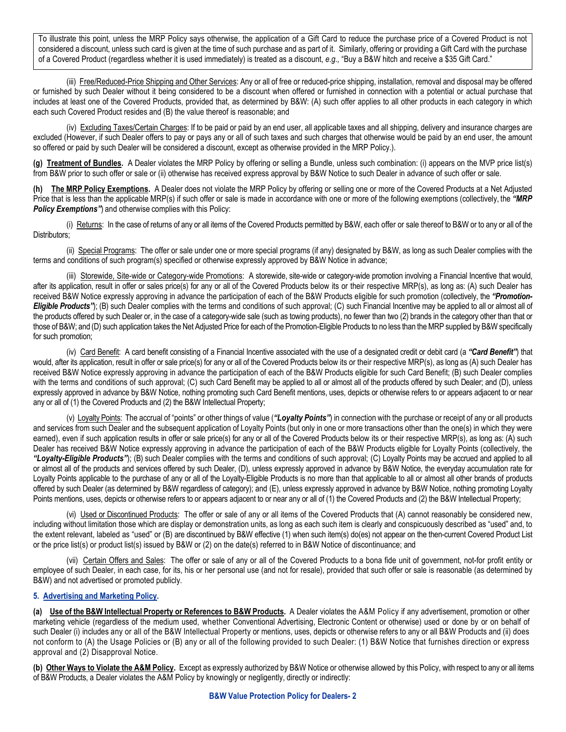To illustrate this point, unless the MRP Policy says otherwise, the application of a Gift Card to reduce the purchase price of a Covered Product is not considered a discount, unless such card is given at the time of such purchase and as part of it. Similarly, offering or providing a Gift Card with the purchase of a Covered Product (regardless whether it is used immediately) is treated as a discount, *e.g.,* "Buy a B&W hitch and receive a $35 Gift Card."

(iii) Free/Reduced-Price Shipping and Other Services: Any or all of free or reduced-price shipping, installation, removal and disposal may be offered or furnished by such Dealer without it being considered to be a discount when offered or furnished in connection with a potential or actual purchase that includes at least one of the Covered Products, provided that, as determined by B&W: (A) such offer applies to all other products in each category in which each such Covered Product resides and (B) the value thereof is reasonable; and

(iv) Excluding Taxes/Certain Charges: If to be paid or paid by an end user, all applicable taxes and all shipping, delivery and insurance charges are excluded (However, if such Dealer offers to pay or pays any or all of such taxes and such charges that otherwise would be paid by an end user, the amount so offered or paid by such Dealer will be considered a discount, except as otherwise provided in the MRP Policy.).

**(g) Treatment of Bundles.** A Dealer violates the MRP Policy by offering or selling a Bundle, unless such combination: (i) appears on the MVP price list(s) from B&W prior to such offer or sale or (ii) otherwise has received express approval by B&W Notice to such Dealer in advance of such offer or sale.

**(h) The MRP Policy Exemptions.** A Dealer does not violate the MRP Policy by offering or selling one or more of the Covered Products at a Net Adjusted Price that is less than the applicable MRP(s) if such offer or sale is made in accordance with one or more of the following exemptions (collectively, the ***"MRP Policy Exemptions"***) and otherwise complies with this Policy:

(i) Returns: In the case of returns of any or all items of the Covered Products permitted by B&W, each offer or sale thereof to B&W or to any or all of the Distributors;

(ii) Special Programs: The offer or sale under one or more special programs (if any) designated by B&W, as long as such Dealer complies with the terms and conditions of such program(s) specified or otherwise expressly approved by B&W Notice in advance;

(iii) Storewide, Site-wide or Category-wide Promotions: A storewide, site-wide or category-wide promotion involving a Financial Incentive that would, after its application, result in offer or sales price(s) for any or all of the Covered Products below its or their respective MRP(s), as long as: (A) such Dealer has received B&W Notice expressly approving in advance the participation of each of the B&W Products eligible for such promotion (collectively, the ***"Promotion-Eligible Products"***); (B) such Dealer complies with the terms and conditions of such approval; (C) such Financial Incentive may be applied to all or almost all of the products offered by such Dealer or, in the case of a category-wide sale (such as towing products), no fewer than two (2) brands in the category other than that or those of B&W; and (D) such application takes the Net Adjusted Price for each of the Promotion-Eligible Products to no less than the MRP supplied by B&W specifically for such promotion;

(iv) Card Benefit: A card benefit consisting of a Financial Incentive associated with the use of a designated credit or debit card (a ***"Card Benefit"***) that would, after its application, result in offer or sale price(s) for any or all of the Covered Products below its or their respective MRP(s), as long as (A) such Dealer has received B&W Notice expressly approving in advance the participation of each of the B&W Products eligible for such Card Benefit; (B) such Dealer complies with the terms and conditions of such approval; (C) such Card Benefit may be applied to all or almost all of the products offered by such Dealer; and (D), unless expressly approved in advance by B&W Notice, nothing promoting such Card Benefit mentions, uses, depicts or otherwise refers to or appears adjacent to or near any or all of (1) the Covered Products and (2) the B&W Intellectual Property;

(v) Loyalty Points: The accrual of "points" or other things of value (***"Loyalty Points"***) in connection with the purchase or receipt of any or all products and services from such Dealer and the subsequent application of Loyalty Points (but only in one or more transactions other than the one(s) in which they were earned), even if such application results in offer or sale price(s) for any or all of the Covered Products below its or their respective MRP(s), as long as: (A) such Dealer has received B&W Notice expressly approving in advance the participation of each of the B&W Products eligible for Loyalty Points (collectively, the ***"Loyalty-Eligible Products"***); (B) such Dealer complies with the terms and conditions of such approval; (C) Loyalty Points may be accrued and applied to all or almost all of the products and services offered by such Dealer, (D), unless expressly approved in advance by B&W Notice, the everyday accumulation rate for Loyalty Points applicable to the purchase of any or all of the Loyalty-Eligible Products is no more than that applicable to all or almost all other brands of products offered by such Dealer (as determined by B&W regardless of category); and (E), unless expressly approved in advance by B&W Notice, nothing promoting Loyalty Points mentions, uses, depicts or otherwise refers to or appears adjacent to or near any or all of (1) the Covered Products and (2) the B&W Intellectual Property;

(vi) Used or Discontinued Products: The offer or sale of any or all items of the Covered Products that (A) cannot reasonably be considered new, including without limitation those which are display or demonstration units, as long as each such item is clearly and conspicuously described as "used" and, to the extent relevant, labeled as "used" or (B) are discontinued by B&W effective (1) when such item(s) do(es) not appear on the then-current Covered Product List or the price list(s) or product list(s) issued by B&W or (2) on the date(s) referred to in B&W Notice of discontinuance; and

(vii) Certain Offers and Sales: The offer or sale of any or all of the Covered Products to a bona fide unit of government, not-for profit entity or employee of such Dealer, in each case, for its, his or her personal use (and not for resale), provided that such offer or sale is reasonable (as determined by B&W) and not advertised or promoted publicly.

## 5. Advertising and Marketing Policy.

**(a) Use of the B&W Intellectual Property or References to B&W Products.** A Dealer violates the A&M Policy if any advertisement, promotion or other marketing vehicle (regardless of the medium used, whether Conventional Advertising, Electronic Content or otherwise) used or done by or on behalf of such Dealer (i) includes any or all of the B&W Intellectual Property or mentions, uses, depicts or otherwise refers to any or all B&W Products and (ii) does not conform to (A) the Usage Policies or (B) any or all of the following provided to such Dealer: (1) B&W Notice that furnishes direction or express approval and (2) Disapproval Notice.

**(b) Other Ways to Violate the A&M Policy.** Except as expressly authorized by B&W Notice or otherwise allowed by this Policy, with respect to any or all items of B&W Products, a Dealer violates the A&M Policy by knowingly or negligently, directly or indirectly: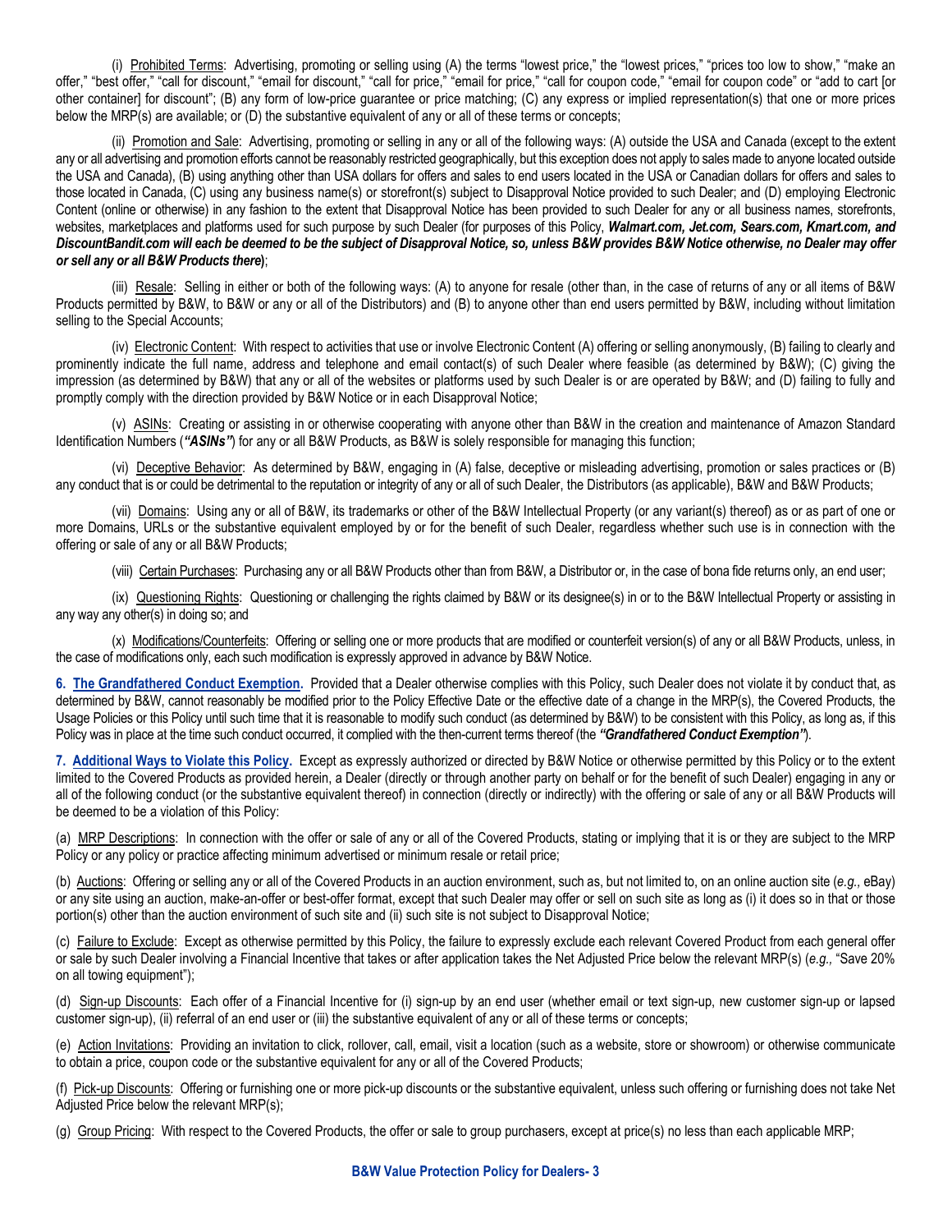(i) Prohibited Terms: Advertising, promoting or selling using (A) the terms "lowest price," the "lowest prices," "prices too low to show," "make an offer," "best offer," "call for discount," "email for discount," "call for price," "email for price," "call for coupon code," "email for coupon code" or "add to cart [or other container] for discount"; (B) any form of low-price guarantee or price matching; (C) any express or implied representation(s) that one or more prices below the MRP(s) are available; or (D) the substantive equivalent of any or all of these terms or concepts;

(ii) Promotion and Sale: Advertising, promoting or selling in any or all of the following ways: (A) outside the USA and Canada (except to the extent any or all advertising and promotion efforts cannot be reasonably restricted geographically, but this exception does not apply to sales made to anyone located outside the USA and Canada), (B) using anything other than USA dollars for offers and sales to end users located in the USA or Canadian dollars for offers and sales to those located in Canada, (C) using any business name(s) or storefront(s) subject to Disapproval Notice provided to such Dealer; and (D) employing Electronic Content (online or otherwise) in any fashion to the extent that Disapproval Notice has been provided to such Dealer for any or all business names, storefronts, websites, marketplaces and platforms used for such purpose by such Dealer (for purposes of this Policy, ***Walmart.com, Jet.com, Sears.com, Kmart.com, and DiscountBandit.com will each be deemed to be the subject of Disapproval Notice, so, unless B&W provides B&W Notice otherwise, no Dealer may offer or sell any or all B&W Products there***);

(iii) Resale: Selling in either or both of the following ways: (A) to anyone for resale (other than, in the case of returns of any or all items of B&W Products permitted by B&W, to B&W or any or all of the Distributors) and (B) to anyone other than end users permitted by B&W, including without limitation selling to the Special Accounts;

(iv) Electronic Content: With respect to activities that use or involve Electronic Content (A) offering or selling anonymously, (B) failing to clearly and prominently indicate the full name, address and telephone and email contact(s) of such Dealer where feasible (as determined by B&W); (C) giving the impression (as determined by B&W) that any or all of the websites or platforms used by such Dealer is or are operated by B&W; and (D) failing to fully and promptly comply with the direction provided by B&W Notice or in each Disapproval Notice;

(v) ASINs: Creating or assisting in or otherwise cooperating with anyone other than B&W in the creation and maintenance of Amazon Standard Identification Numbers (***"ASINs"***) for any or all B&W Products, as B&W is solely responsible for managing this function;

(vi) Deceptive Behavior: As determined by B&W, engaging in (A) false, deceptive or misleading advertising, promotion or sales practices or (B) any conduct that is or could be detrimental to the reputation or integrity of any or all of such Dealer, the Distributors (as applicable), B&W and B&W Products;

(vii) Domains: Using any or all of B&W, its trademarks or other of the B&W Intellectual Property (or any variant(s) thereof) as or as part of one or more Domains, URLs or the substantive equivalent employed by or for the benefit of such Dealer, regardless whether such use is in connection with the offering or sale of any or all B&W Products;

(viii) Certain Purchases: Purchasing any or all B&W Products other than from B&W, a Distributor or, in the case of bona fide returns only, an end user;

(ix) Questioning Rights: Questioning or challenging the rights claimed by B&W or its designee(s) in or to the B&W Intellectual Property or assisting in any way any other(s) in doing so; and

(x) Modifications/Counterfeits: Offering or selling one or more products that are modified or counterfeit version(s) of any or all B&W Products, unless, in the case of modifications only, each such modification is expressly approved in advance by B&W Notice.

**6. The Grandfathered Conduct Exemption.** Provided that a Dealer otherwise complies with this Policy, such Dealer does not violate it by conduct that, as determined by B&W, cannot reasonably be modified prior to the Policy Effective Date or the effective date of a change in the MRP(s), the Covered Products, the Usage Policies or this Policy until such time that it is reasonable to modify such conduct (as determined by B&W) to be consistent with this Policy, as long as, if this Policy was in place at the time such conduct occurred, it complied with the then-current terms thereof (the ***"Grandfathered Conduct Exemption"***).

**7. Additional Ways to Violate this Policy.** Except as expressly authorized or directed by B&W Notice or otherwise permitted by this Policy or to the extent limited to the Covered Products as provided herein, a Dealer (directly or through another party on behalf or for the benefit of such Dealer) engaging in any or all of the following conduct (or the substantive equivalent thereof) in connection (directly or indirectly) with the offering or sale of any or all B&W Products will be deemed to be a violation of this Policy:

(a) MRP Descriptions: In connection with the offer or sale of any or all of the Covered Products, stating or implying that it is or they are subject to the MRP Policy or any policy or practice affecting minimum advertised or minimum resale or retail price;

(b) Auctions: Offering or selling any or all of the Covered Products in an auction environment, such as, but not limited to, on an online auction site (*e.g.,* eBay) or any site using an auction, make-an-offer or best-offer format, except that such Dealer may offer or sell on such site as long as (i) it does so in that or those portion(s) other than the auction environment of such site and (ii) such site is not subject to Disapproval Notice;

(c) Failure to Exclude: Except as otherwise permitted by this Policy, the failure to expressly exclude each relevant Covered Product from each general offer or sale by such Dealer involving a Financial Incentive that takes or after application takes the Net Adjusted Price below the relevant MRP(s) (*e.g.,* "Save 20% on all towing equipment");

(d) Sign-up Discounts: Each offer of a Financial Incentive for (i) sign-up by an end user (whether email or text sign-up, new customer sign-up or lapsed customer sign-up), (ii) referral of an end user or (iii) the substantive equivalent of any or all of these terms or concepts;

(e) Action Invitations: Providing an invitation to click, rollover, call, email, visit a location (such as a website, store or showroom) or otherwise communicate to obtain a price, coupon code or the substantive equivalent for any or all of the Covered Products;

(f) Pick-up Discounts: Offering or furnishing one or more pick-up discounts or the substantive equivalent, unless such offering or furnishing does not take Net Adjusted Price below the relevant MRP(s);

(g) Group Pricing: With respect to the Covered Products, the offer or sale to group purchasers, except at price(s) no less than each applicable MRP;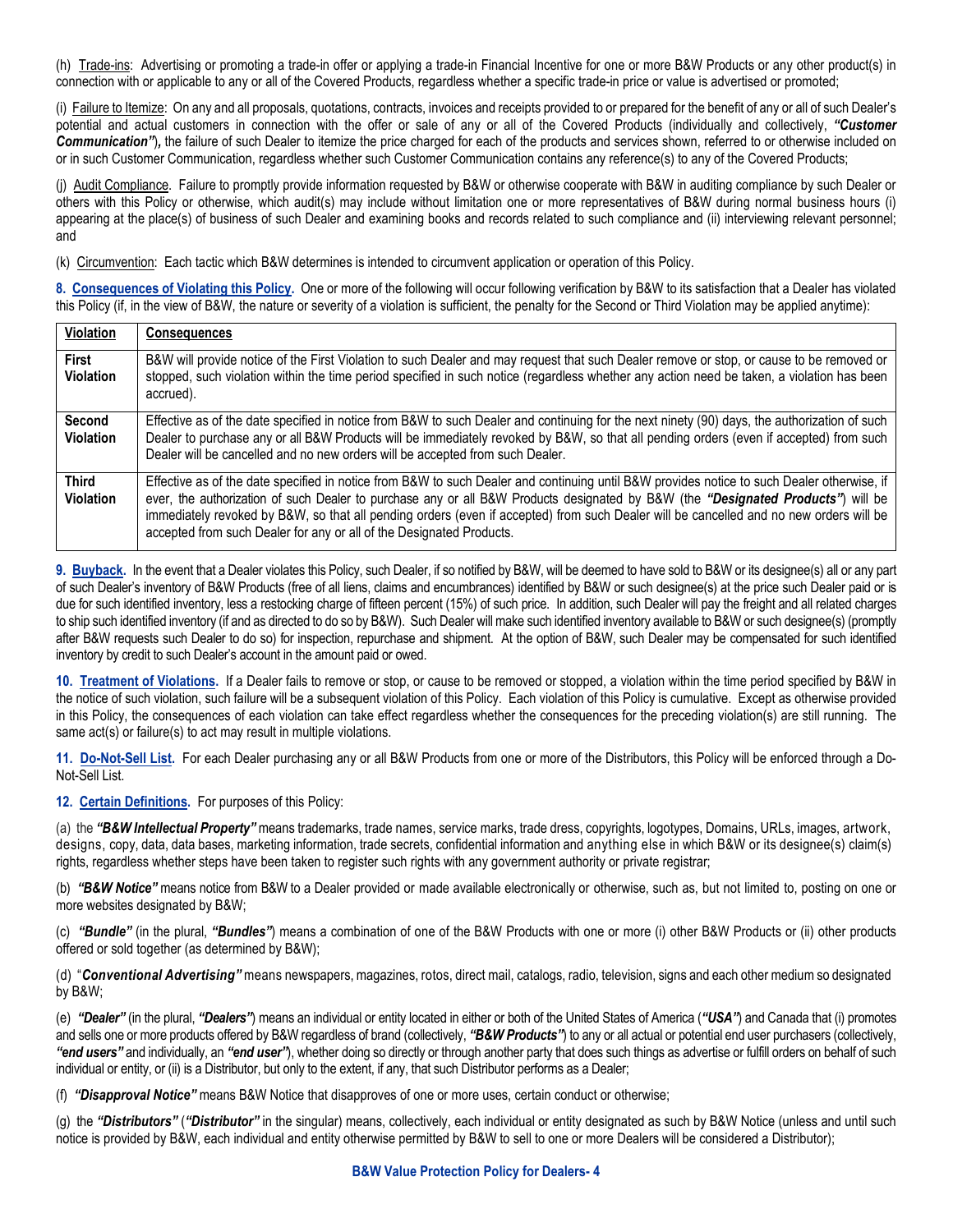(h) Trade-ins: Advertising or promoting a trade-in offer or applying a trade-in Financial Incentive for one or more B&W Products or any other product(s) in connection with or applicable to any or all of the Covered Products, regardless whether a specific trade-in price or value is advertised or promoted;

(i) Failure to Itemize: On any and all proposals, quotations, contracts, invoices and receipts provided to or prepared for the benefit of any or all of such Dealer's potential and actual customers in connection with the offer or sale of any or all of the Covered Products (individually and collectively, ***"Customer Communication"***), the failure of such Dealer to itemize the price charged for each of the products and services shown, referred to or otherwise included on or in such Customer Communication, regardless whether such Customer Communication contains any reference(s) to any of the Covered Products;

(j) Audit Compliance. Failure to promptly provide information requested by B&W or otherwise cooperate with B&W in auditing compliance by such Dealer or others with this Policy or otherwise, which audit(s) may include without limitation one or more representatives of B&W during normal business hours (i) appearing at the place(s) of business of such Dealer and examining books and records related to such compliance and (ii) interviewing relevant personnel; and

(k) Circumvention: Each tactic which B&W determines is intended to circumvent application or operation of this Policy.

**8. Consequences of Violating this Policy.** One or more of the following will occur following verification by B&W to its satisfaction that a Dealer has violated this Policy (if, in the view of B&W, the nature or severity of a violation is sufficient, the penalty for the Second or Third Violation may be applied anytime):

| Violation | Consequences |
|---|---|
| **First Violation** | B&W will provide notice of the First Violation to such Dealer and may request that such Dealer remove or stop, or cause to be removed or stopped, such violation within the time period specified in such notice (regardless whether any action need be taken, a violation has been accrued). |
| **Second Violation** | Effective as of the date specified in notice from B&W to such Dealer and continuing for the next ninety (90) days, the authorization of such Dealer to purchase any or all B&W Products will be immediately revoked by B&W, so that all pending orders (even if accepted) from such Dealer will be cancelled and no new orders will be accepted from such Dealer. |
| **Third Violation** | Effective as of the date specified in notice from B&W to such Dealer and continuing until B&W provides notice to such Dealer otherwise, if ever, the authorization of such Dealer to purchase any or all B&W Products designated by B&W (the ***"Designated Products"***) will be immediately revoked by B&W, so that all pending orders (even if accepted) from such Dealer will be cancelled and no new orders will be accepted from such Dealer for any or all of the Designated Products. |

**9. Buyback.** In the event that a Dealer violates this Policy, such Dealer, if so notified by B&W, will be deemed to have sold to B&W or its designee(s) all or any part of such Dealer's inventory of B&W Products (free of all liens, claims and encumbrances) identified by B&W or such designee(s) at the price such Dealer paid or is due for such identified inventory, less a restocking charge of fifteen percent (15%) of such price. In addition, such Dealer will pay the freight and all related charges to ship such identified inventory (if and as directed to do so by B&W). Such Dealer will make such identified inventory available to B&W or such designee(s) (promptly after B&W requests such Dealer to do so) for inspection, repurchase and shipment. At the option of B&W, such Dealer may be compensated for such identified inventory by credit to such Dealer's account in the amount paid or owed.

**10. Treatment of Violations.** If a Dealer fails to remove or stop, or cause to be removed or stopped, a violation within the time period specified by B&W in the notice of such violation, such failure will be a subsequent violation of this Policy. Each violation of this Policy is cumulative. Except as otherwise provided in this Policy, the consequences of each violation can take effect regardless whether the consequences for the preceding violation(s) are still running. The same act(s) or failure(s) to act may result in multiple violations.

**11. Do-Not-Sell List.** For each Dealer purchasing any or all B&W Products from one or more of the Distributors, this Policy will be enforced through a Do-Not-Sell List.

**12. Certain Definitions.** For purposes of this Policy:

(a) the ***"B&W Intellectual Property"*** means trademarks, trade names, service marks, trade dress, copyrights, logotypes, Domains, URLs, images, artwork, designs, copy, data, data bases, marketing information, trade secrets, confidential information and anything else in which B&W or its designee(s) claim(s) rights, regardless whether steps have been taken to register such rights with any government authority or private registrar;

(b) ***"B&W Notice"*** means notice from B&W to a Dealer provided or made available electronically or otherwise, such as, but not limited to, posting on one or more websites designated by B&W;

(c) ***"Bundle"*** (in the plural, ***"Bundles"***) means a combination of one of the B&W Products with one or more (i) other B&W Products or (ii) other products offered or sold together (as determined by B&W);

(d) "***Conventional Advertising"*** means newspapers, magazines, rotos, direct mail, catalogs, radio, television, signs and each other medium so designated by B&W;

(e) ***"Dealer"*** (in the plural, ***"Dealers"***) means an individual or entity located in either or both of the United States of America (***"USA"***) and Canada that (i) promotes and sells one or more products offered by B&W regardless of brand (collectively, ***"B&W Products"***) to any or all actual or potential end user purchasers (collectively, ***"end users"*** and individually, an ***"end user"***), whether doing so directly or through another party that does such things as advertise or fulfill orders on behalf of such individual or entity, or (ii) is a Distributor, but only to the extent, if any, that such Distributor performs as a Dealer;

(f) ***"Disapproval Notice"*** means B&W Notice that disapproves of one or more uses, certain conduct or otherwise;

(g) the ***"Distributors"*** (***"Distributor"*** in the singular) means, collectively, each individual or entity designated as such by B&W Notice (unless and until such notice is provided by B&W, each individual and entity otherwise permitted by B&W to sell to one or more Dealers will be considered a Distributor);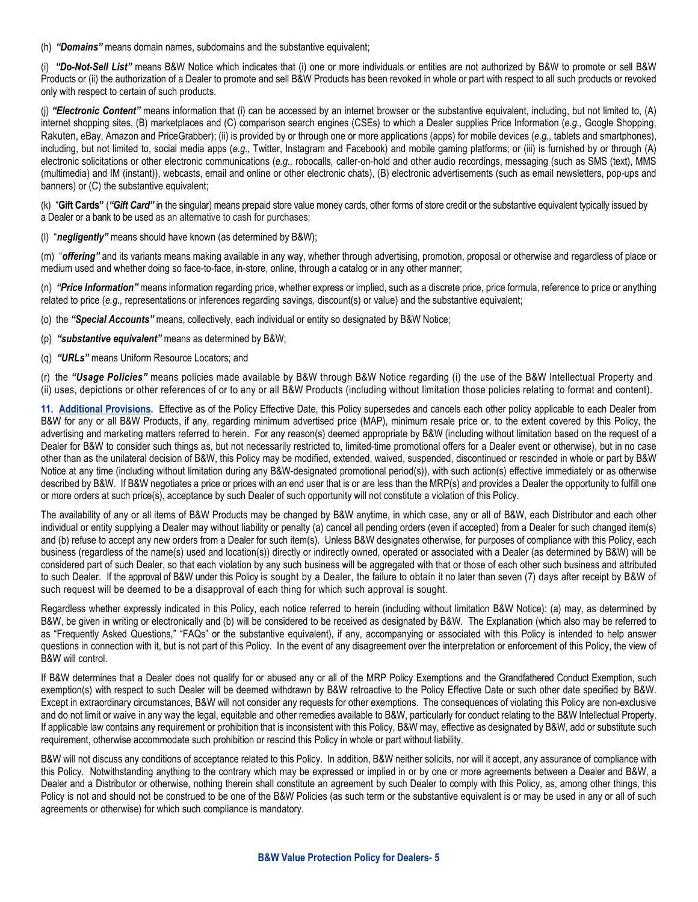(h) ***"Domains"*** means domain names, subdomains and the substantive equivalent;

(i) ***"Do-Not-Sell List"*** means B&W Notice which indicates that (i) one or more individuals or entities are not authorized by B&W to promote or sell B&W Products or (ii) the authorization of a Dealer to promote and sell B&W Products has been revoked in whole or part with respect to all such products or revoked only with respect to certain of such products.

(j) ***"Electronic Content"*** means information that (i) can be accessed by an internet browser or the substantive equivalent, including, but not limited to, (A) internet shopping sites, (B) marketplaces and (C) comparison search engines (CSEs) to which a Dealer supplies Price Information (*e.g.,* Google Shopping, Rakuten, eBay, Amazon and PriceGrabber); (ii) is provided by or through one or more applications (apps) for mobile devices (*e.g.,* tablets and smartphones), including, but not limited to, social media apps (*e.g.,* Twitter, Instagram and Facebook) and mobile gaming platforms; or (iii) is furnished by or through (A) electronic solicitations or other electronic communications (*e.g.,* robocalls*,* caller-on-hold and other audio recordings, messaging (such as SMS (text), MMS (multimedia) and IM (instant)), webcasts, email and online or other electronic chats), (B) electronic advertisements (such as email newsletters, pop-ups and banners) or (C) the substantive equivalent;

(k) "**Gift Cards"** (***"Gift Card"*** in the singular) means prepaid store value money cards, other forms of store credit or the substantive equivalent typically issued by a Dealer or a bank to be used as an alternative to cash for purchases;

(l) "***negligently"*** means should have known (as determined by B&W);

(m) "***offering"*** and its variants means making available in any way, whether through advertising, promotion, proposal or otherwise and regardless of place or medium used and whether doing so face-to-face, in-store, online, through a catalog or in any other manner;

(n) ***"Price Information"*** means information regarding price, whether express or implied, such as a discrete price, price formula, reference to price or anything related to price (*e.g.,* representations or inferences regarding savings, discount(s) or value) and the substantive equivalent;

(o) the ***"Special Accounts"*** means, collectively, each individual or entity so designated by B&W Notice;

(p) ***"substantive equivalent"*** means as determined by B&W;

(q) ***"URLs"*** means Uniform Resource Locators; and

(r) the ***"Usage Policies"*** means policies made available by B&W through B&W Notice regarding (i) the use of the B&W Intellectual Property and (ii) uses, depictions or other references of or to any or all B&W Products (including without limitation those policies relating to format and content).

**11. Additional Provisions.** Effective as of the Policy Effective Date, this Policy supersedes and cancels each other policy applicable to each Dealer from B&W for any or all B&W Products, if any, regarding minimum advertised price (MAP), minimum resale price or, to the extent covered by this Policy, the advertising and marketing matters referred to herein. For any reason(s) deemed appropriate by B&W (including without limitation based on the request of a Dealer for B&W to consider such things as, but not necessarily restricted to, limited-time promotional offers for a Dealer event or otherwise), but in no case other than as the unilateral decision of B&W, this Policy may be modified, extended, waived, suspended, discontinued or rescinded in whole or part by B&W Notice at any time (including without limitation during any B&W-designated promotional period(s)), with such action(s) effective immediately or as otherwise described by B&W. If B&W negotiates a price or prices with an end user that is or are less than the MRP(s) and provides a Dealer the opportunity to fulfill one or more orders at such price(s), acceptance by such Dealer of such opportunity will not constitute a violation of this Policy.

The availability of any or all items of B&W Products may be changed by B&W anytime, in which case, any or all of B&W, each Distributor and each other individual or entity supplying a Dealer may without liability or penalty (a) cancel all pending orders (even if accepted) from a Dealer for such changed item(s) and (b) refuse to accept any new orders from a Dealer for such item(s). Unless B&W designates otherwise, for purposes of compliance with this Policy, each business (regardless of the name(s) used and location(s)) directly or indirectly owned, operated or associated with a Dealer (as determined by B&W) will be considered part of such Dealer, so that each violation by any such business will be aggregated with that or those of each other such business and attributed to such Dealer. If the approval of B&W under this Policy is sought by a Dealer, the failure to obtain it no later than seven (7) days after receipt by B&W of such request will be deemed to be a disapproval of each thing for which such approval is sought.

Regardless whether expressly indicated in this Policy, each notice referred to herein (including without limitation B&W Notice): (a) may, as determined by B&W, be given in writing or electronically and (b) will be considered to be received as designated by B&W. The Explanation (which also may be referred to as "Frequently Asked Questions," "FAQs" or the substantive equivalent), if any, accompanying or associated with this Policy is intended to help answer questions in connection with it, but is not part of this Policy. In the event of any disagreement over the interpretation or enforcement of this Policy, the view of B&W will control.

If B&W determines that a Dealer does not qualify for or abused any or all of the MRP Policy Exemptions and the Grandfathered Conduct Exemption, such exemption(s) with respect to such Dealer will be deemed withdrawn by B&W retroactive to the Policy Effective Date or such other date specified by B&W. Except in extraordinary circumstances, B&W will not consider any requests for other exemptions. The consequences of violating this Policy are non-exclusive and do not limit or waive in any way the legal, equitable and other remedies available to B&W, particularly for conduct relating to the B&W Intellectual Property. If applicable law contains any requirement or prohibition that is inconsistent with this Policy, B&W may, effective as designated by B&W, add or substitute such requirement, otherwise accommodate such prohibition or rescind this Policy in whole or part without liability.

B&W will not discuss any conditions of acceptance related to this Policy. In addition, B&W neither solicits, nor will it accept, any assurance of compliance with this Policy. Notwithstanding anything to the contrary which may be expressed or implied in or by one or more agreements between a Dealer and B&W, a Dealer and a Distributor or otherwise, nothing therein shall constitute an agreement by such Dealer to comply with this Policy, as, among other things, this Policy is not and should not be construed to be one of the B&W Policies (as such term or the substantive equivalent is or may be used in any or all of such agreements or otherwise) for which such compliance is mandatory.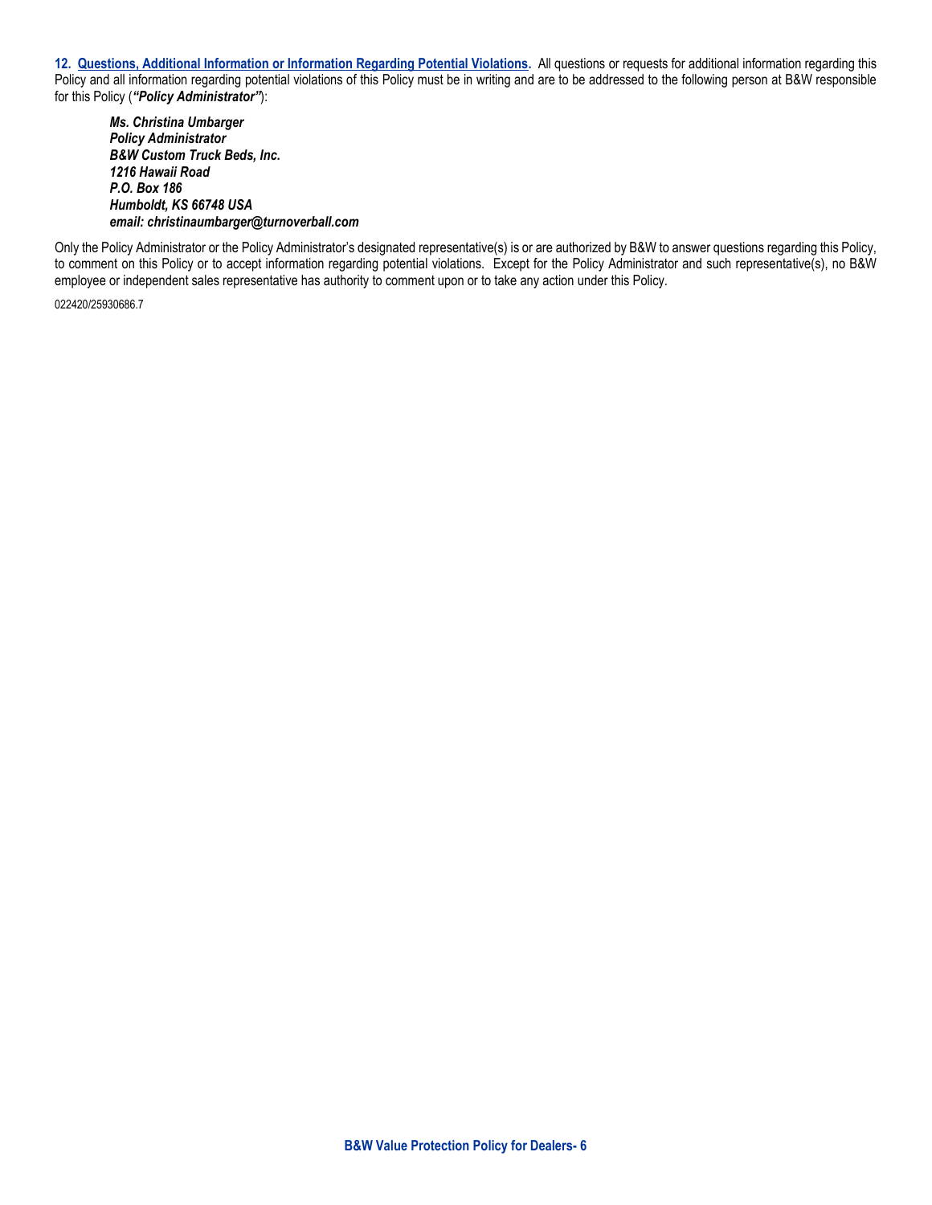**12. Questions, Additional Information or Information Regarding Potential Violations.** All questions or requests for additional information regarding this Policy and all information regarding potential violations of this Policy must be in writing and are to be addressed to the following person at B&W responsible for this Policy (***"Policy Administrator"***):

***Ms. Christina Umbarger***
***Policy Administrator***
***B&W Custom Truck Beds, Inc.***
***1216 Hawaii Road***
***P.O. Box 186***
***Humboldt, KS 66748 USA***
***email: christinaumbarger@turnoverball.com***

Only the Policy Administrator or the Policy Administrator's designated representative(s) is or are authorized by B&W to answer questions regarding this Policy, to comment on this Policy or to accept information regarding potential violations. Except for the Policy Administrator and such representative(s), no B&W employee or independent sales representative has authority to comment upon or to take any action under this Policy.

022420/25930686.7